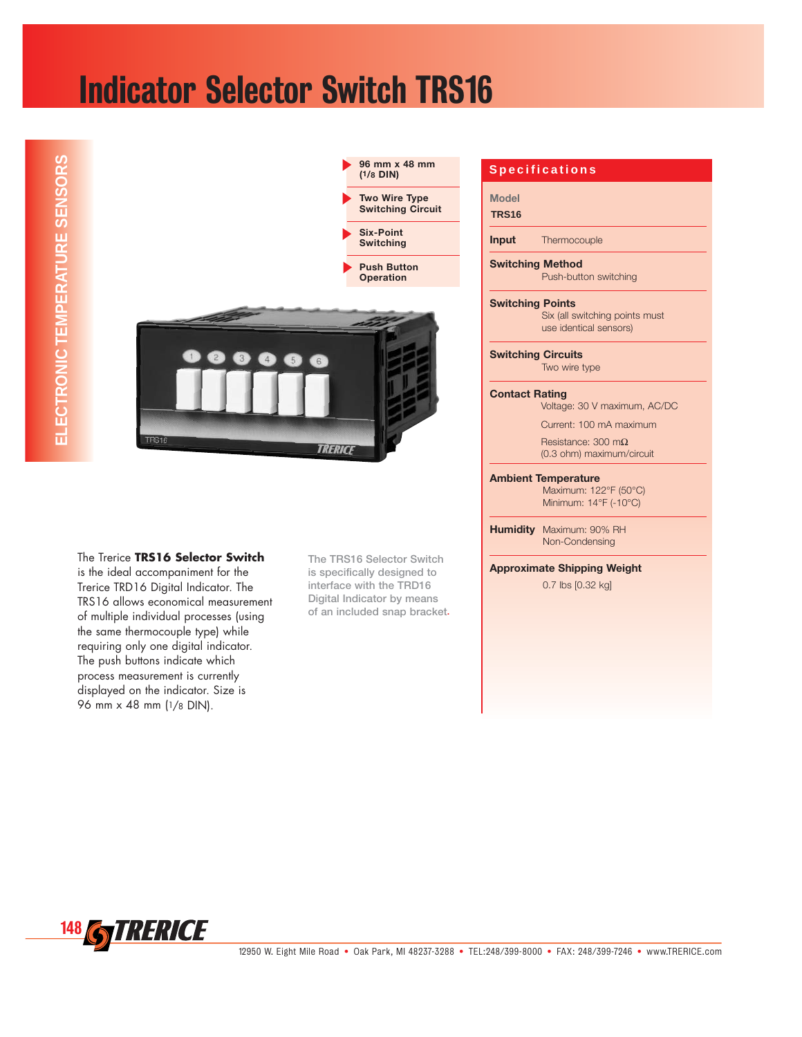# Indicator Selector Switch TRS16

ELECTRONIC TEMPERATURE SENSORS

- **96 mm x 48 mm (1/8 DIN)**
- **Two Wire Type Switching Circuit**
- **Six-Point Switching**
- **Push Button Operation**

The Trerice **TRS16 Selector Switch** is the ideal accompaniment for the Trerice TRD16 Digital Indicator. The TRS16 allows economical measurement of multiple individual processes (using the same thermocouple type) while requiring only one digital indicator. The push buttons indicate which process measurement is currently displayed on the indicator. Size is 96 mm x 48 mm (1/8 DIN).

The TRS16 Selector Switch is specifically designed to interface with the TRD16 Digital Indicator by means of an included snap bracket.

## Specifications

**Model**
**TRS16**

**Input** Thermocouple

**Switching Method**
Push-button switching

**Switching Points**
Six (all switching points must use identical sensors)

**Switching Circuits**
Two wire type

**Contact Rating**
Voltage: 30 V maximum, AC/DC
Current: 100 mA maximum
Resistance: 300 mΩ (0.3 ohm) maximum/circuit

**Ambient Temperature**
Maximum: 122°F (50°C)
Minimum: 14°F (-10°C)

**Humidity** Maximum: 90% RH Non-Condensing

**Approximate Shipping Weight**
0.7 lbs [0.32 kg]

12950 W. Eight Mile Road • Oak Park, MI 48237-3288 • TEL:248/399-8000 • FAX: 248/399-7246 • www.TRERICE.com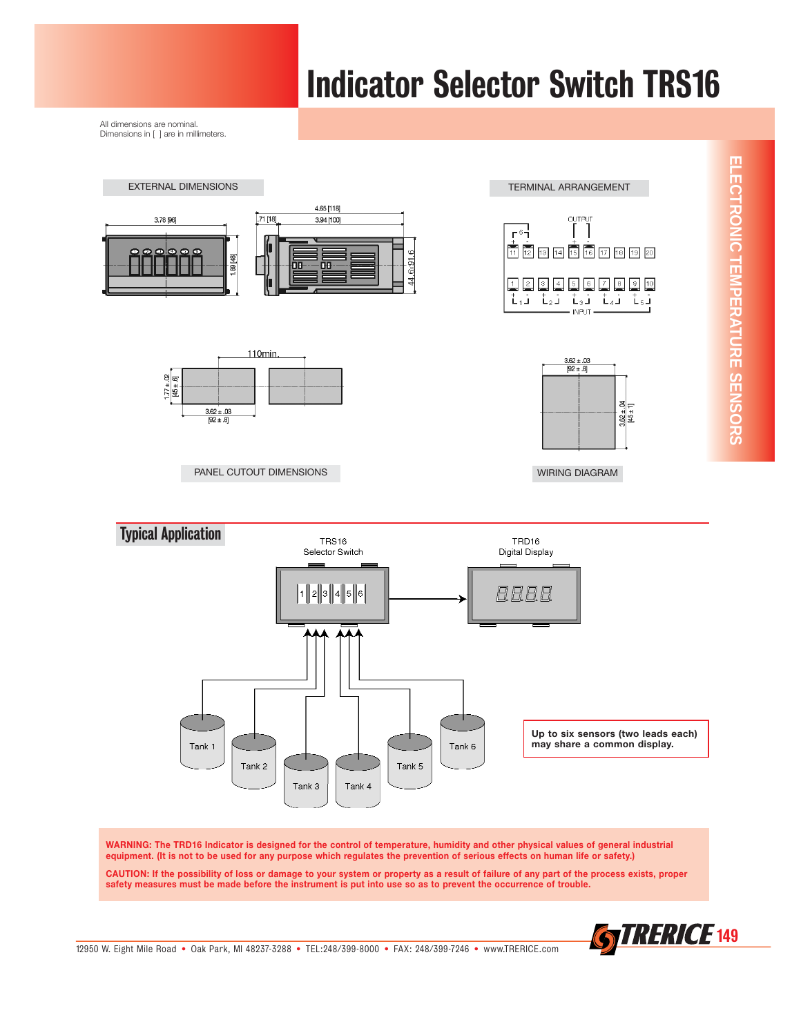# Indicator Selector Switch TRS16

All dimensions are nominal.
Dimensions in [ ] are in millimeters.

ELECTRONIC TEMPERATURE SENSORS

EXTERNAL DIMENSIONS

3.78 [96]
1.89 [48]
4.65 [118]
.71 [18]
3.94 [100]
44.6x91.6

TERMINAL ARRANGEMENT

OUTPUT
6
+ -
11 12 13 14 15 16 17 18 19 20
1 2 3 4 5 6 7 8 9 10
+ - + - + - + - + -
1 2 3 4 5
INPUT

110min.
1.77 ± .02 [45 ± .6]
3.62 ± .03 [92 ± .8]

PANEL CUTOUT DIMENSIONS

3.62 ± .03 [92 ± .8]
3.62 ± .04 [45 ± 1]

WIRING DIAGRAM

## Typical Application

TRS16
Selector Switch

TRD16
Digital Display

1 2 3 4 5 6

Tank 1
Tank 2
Tank 3
Tank 4
Tank 5
Tank 6

**Up to six sensors (two leads each) may share a common display.**

**WARNING: The TRD16 Indicator is designed for the control of temperature, humidity and other physical values of general industrial equipment. (It is not to be used for any purpose which regulates the prevention of serious effects on human life or safety.)**

**CAUTION: If the possibility of loss or damage to your system or property as a result of failure of any part of the process exists, proper safety measures must be made before the instrument is put into use so as to prevent the occurrence of trouble.**

12950 W. Eight Mile Road • Oak Park, MI 48237-3288 • TEL:248/399-8000 • FAX: 248/399-7246 • www.TRERICE.com

TRERICE